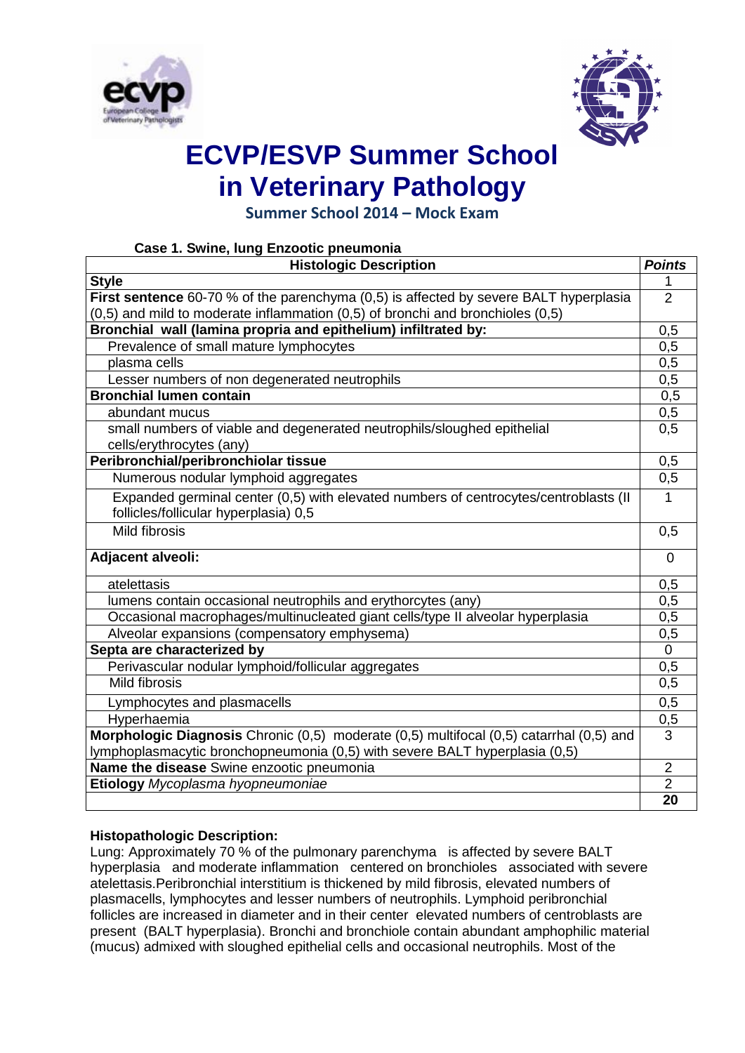# ECVP/ESVP Summer School in Veterinary Pathology

## Summer School 2014 – Mock Exam

### Case 1. Swine, lung Enzootic pneumonia

| Histologic Description | Points |
|---|---|
| **Style** | 1 |
| **First sentence** 60-70 % of the parenchyma (0,5) is affected by severe BALT hyperplasia (0,5) and mild to moderate inflammation (0,5) of bronchi and bronchioles (0,5) | 2 |
| **Bronchial wall (lamina propria and epithelium) infiltrated by:** | 0,5 |
| Prevalence of small mature lymphocytes | 0,5 |
| plasma cells | 0,5 |
| Lesser numbers of non degenerated neutrophils | 0,5 |
| **Bronchial lumen contain** | 0,5 |
| abundant mucus | 0,5 |
| small numbers of viable and degenerated neutrophils/sloughed epithelial cells/erythrocytes (any) | 0,5 |
| **Peribronchial/peribronchiolar tissue** | 0,5 |
| Numerous nodular lymphoid aggregates | 0,5 |
| Expanded germinal center (0,5) with elevated numbers of centrocytes/centroblasts (II follicles/follicular hyperplasia) 0,5 | 1 |
| Mild fibrosis | 0,5 |
| **Adjacent alveoli:** | 0 |
| atelettasis | 0,5 |
| lumens contain occasional neutrophils and erythorcytes (any) | 0,5 |
| Occasional macrophages/multinucleated giant cells/type II alveolar hyperplasia | 0,5 |
| Alveolar expansions (compensatory emphysema) | 0,5 |
| **Septa are characterized by** | 0 |
| Perivascular nodular lymphoid/follicular aggregates | 0,5 |
| Mild fibrosis | 0,5 |
| Lymphocytes and plasmacells | 0,5 |
| Hyperhaemia | 0,5 |
| **Morphologic Diagnosis** Chronic (0,5) moderate (0,5) multifocal (0,5) catarrhal (0,5) and lymphoplasmacytic bronchopneumonia (0,5) with severe BALT hyperplasia (0,5) | 3 |
| **Name the disease** Swine enzootic pneumonia | 2 |
| **Etiology** *Mycoplasma hyopneumoniae* | 2 |
| | **20** |

**Histopathologic Description:**

Lung: Approximately 70 % of the pulmonary parenchyma is affected by severe BALT hyperplasia and moderate inflammation centered on bronchioles associated with severe atelettasis.Peribronchial interstitium is thickened by mild fibrosis, elevated numbers of plasmacells, lymphocytes and lesser numbers of neutrophils. Lymphoid peribronchial follicles are increased in diameter and in their center elevated numbers of centroblasts are present (BALT hyperplasia). Bronchi and bronchiole contain abundant amphophilic material (mucus) admixed with sloughed epithelial cells and occasional neutrophils. Most of the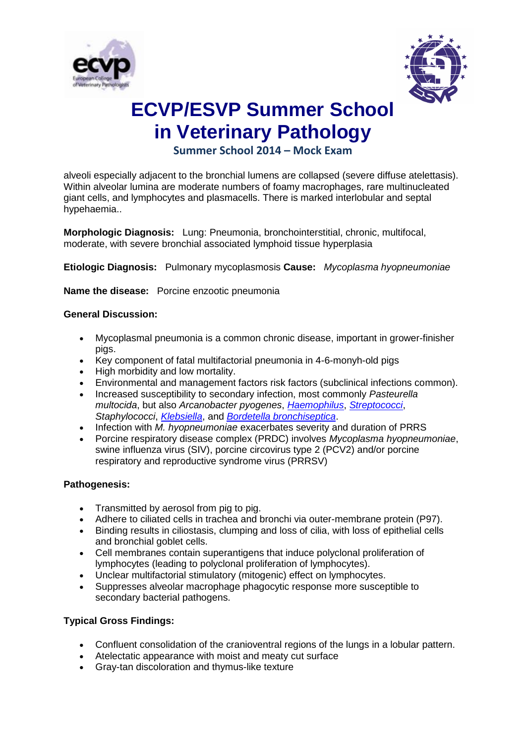alveoli especially adjacent to the bronchial lumens are collapsed (severe diffuse atelettasis). Within alveolar lumina are moderate numbers of foamy macrophages, rare multinucleated giant cells, and lymphocytes and plasmacells. There is marked interlobular and septal hypehaemia..

**Morphologic Diagnosis:** Lung: Pneumonia, bronchointerstitial, chronic, multifocal, moderate, with severe bronchial associated lymphoid tissue hyperplasia

**Etiologic Diagnosis:** Pulmonary mycoplasmosis **Cause:** *Mycoplasma hyopneumoniae*

**Name the disease:** Porcine enzootic pneumonia

**General Discussion:**

- Mycoplasmal pneumonia is a common chronic disease, important in grower-finisher pigs.
- Key component of fatal multifactorial pneumonia in 4-6-monyh-old pigs
- High morbidity and low mortality.
- Environmental and management factors risk factors (subclinical infections common).
- Increased susceptibility to secondary infection, most commonly *Pasteurella multocida*, but also *Arcanobacter pyogenes*, *Haemophilus*, *Streptococci*, *Staphylococci*, *Klebsiella*, and *Bordetella bronchiseptica*.
- Infection with *M. hyopneumoniae* exacerbates severity and duration of PRRS
- Porcine respiratory disease complex (PRDC) involves *Mycoplasma hyopneumoniae*, swine influenza virus (SIV), porcine circovirus type 2 (PCV2) and/or porcine respiratory and reproductive syndrome virus (PRRSV)

**Pathogenesis:**

- Transmitted by aerosol from pig to pig.
- Adhere to ciliated cells in trachea and bronchi via outer-membrane protein (P97).
- Binding results in ciliostasis, clumping and loss of cilia, with loss of epithelial cells and bronchial goblet cells.
- Cell membranes contain superantigens that induce polyclonal proliferation of lymphocytes (leading to polyclonal proliferation of lymphocytes).
- Unclear multifactorial stimulatory (mitogenic) effect on lymphocytes.
- Suppresses alveolar macrophage phagocytic response more susceptible to secondary bacterial pathogens.

**Typical Gross Findings:**

- Confluent consolidation of the cranioventral regions of the lungs in a lobular pattern.
- Atelectatic appearance with moist and meaty cut surface
- Gray-tan discoloration and thymus-like texture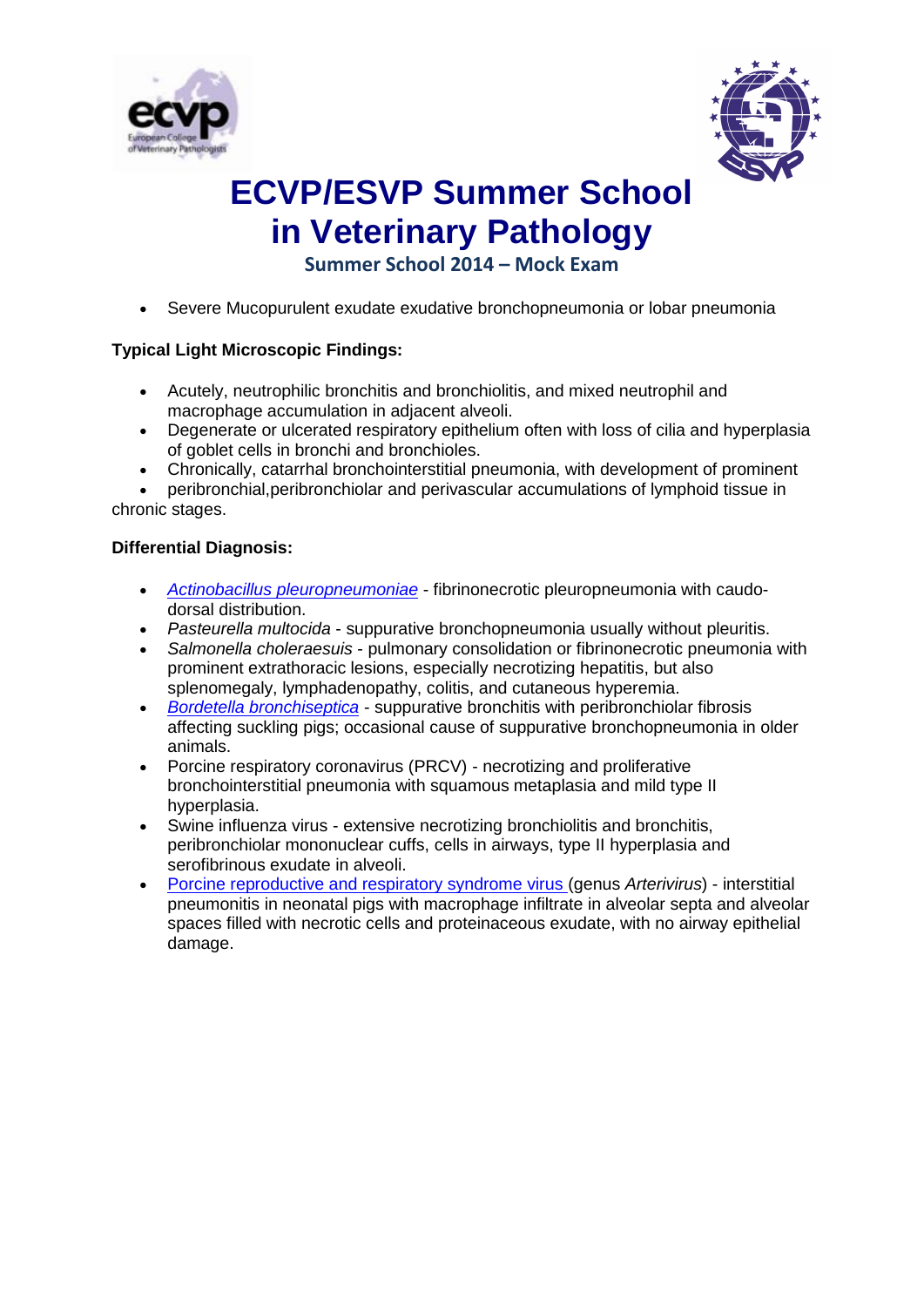- Severe Mucopurulent exudate exudative bronchopneumonia or lobar pneumonia

**Typical Light Microscopic Findings:**

- Acutely, neutrophilic bronchitis and bronchiolitis, and mixed neutrophil and macrophage accumulation in adjacent alveoli.
- Degenerate or ulcerated respiratory epithelium often with loss of cilia and hyperplasia of goblet cells in bronchi and bronchioles.
- Chronically, catarrhal bronchointerstitial pneumonia, with development of prominent
- peribronchial,peribronchiolar and perivascular accumulations of lymphoid tissue in chronic stages.

**Differential Diagnosis:**

- *Actinobacillus pleuropneumoniae* - fibrinonecrotic pleuropneumonia with caudo-dorsal distribution.
- *Pasteurella multocida* - suppurative bronchopneumonia usually without pleuritis.
- *Salmonella choleraesuis* - pulmonary consolidation or fibrinonecrotic pneumonia with prominent extrathoracic lesions, especially necrotizing hepatitis, but also splenomegaly, lymphadenopathy, colitis, and cutaneous hyperemia.
- *Bordetella bronchiseptica* - suppurative bronchitis with peribronchiolar fibrosis affecting suckling pigs; occasional cause of suppurative bronchopneumonia in older animals.
- Porcine respiratory coronavirus (PRCV) - necrotizing and proliferative bronchointerstitial pneumonia with squamous metaplasia and mild type II hyperplasia.
- Swine influenza virus - extensive necrotizing bronchiolitis and bronchitis, peribronchiolar mononuclear cuffs, cells in airways, type II hyperplasia and serofibrinous exudate in alveoli.
- Porcine reproductive and respiratory syndrome virus (genus *Arterivirus*) - interstitial pneumonitis in neonatal pigs with macrophage infiltrate in alveolar septa and alveolar spaces filled with necrotic cells and proteinaceous exudate, with no airway epithelial damage.